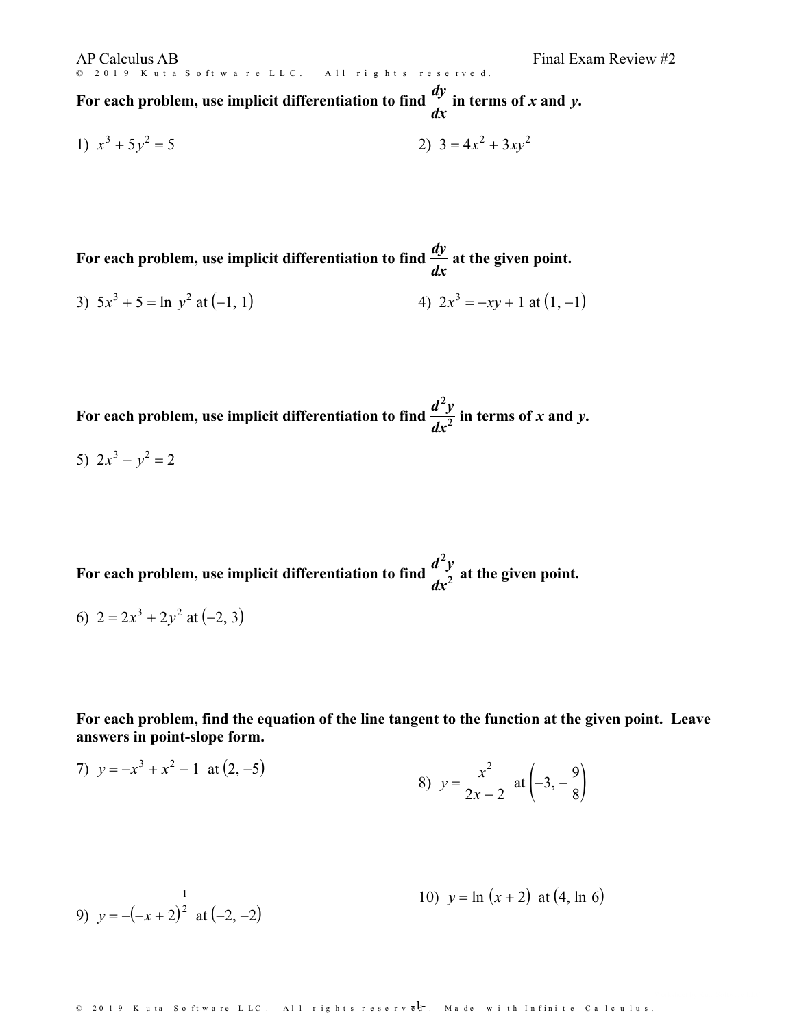AP Calculus AB

Final Exam Review #2

**For each problem, use implicit differentiation to find $\frac{dy}{dx}$ in terms of *x* and *y*.**

1) $x^3 + 5y^2 = 5$

2) $3 = 4x^2 + 3xy^2$

**For each problem, use implicit differentiation to find $\frac{dy}{dx}$ at the given point.**

3) $5x^3 + 5 = \ln y^2$ at $(-1, 1)$

4) $2x^3 = -xy + 1$ at $(1, -1)$

**For each problem, use implicit differentiation to find $\frac{d^2y}{dx^2}$ in terms of *x* and *y*.**

5) $2x^3 - y^2 = 2$

**For each problem, use implicit differentiation to find $\frac{d^2y}{dx^2}$ at the given point.**

6) $2 = 2x^3 + 2y^2$ at $(-2, 3)$

**For each problem, find the equation of the line tangent to the function at the given point. Leave answers in point-slope form.**

7) $y = -x^3 + x^2 - 1$ at $(2, -5)$

8) $y = \frac{x^2}{2x - 2}$ at $\left(-3, -\frac{9}{8}\right)$

9) $y = -(-x + 2)^{\frac{1}{2}}$ at $(-2, -2)$

10) $y = \ln (x + 2)$ at $(4, \ln 6)$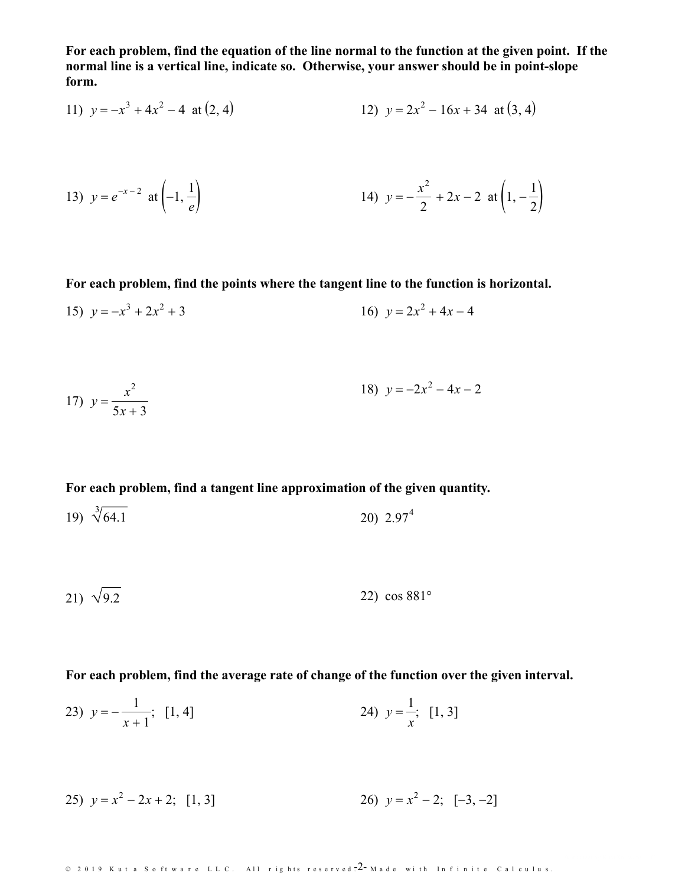**For each problem, find the equation of the line normal to the function at the given point. If the normal line is a vertical line, indicate so. Otherwise, your answer should be in point-slope form.**

11) $y = -x^3 + 4x^2 - 4$ at $(2, 4)$

12) $y = 2x^2 - 16x + 34$ at $(3, 4)$

13) $y = e^{-x-2}$ at $\left(-1, \frac{1}{e}\right)$

14) $y = -\frac{x^2}{2} + 2x - 2$ at $\left(1, -\frac{1}{2}\right)$

**For each problem, find the points where the tangent line to the function is horizontal.**

15) $y = -x^3 + 2x^2 + 3$

16) $y = 2x^2 + 4x - 4$

17) $y = \frac{x^2}{5x + 3}$

18) $y = -2x^2 - 4x - 2$

**For each problem, find a tangent line approximation of the given quantity.**

19) $\sqrt[3]{64.1}$

20) $2.97^4$

21) $\sqrt{9.2}$

22) $\cos 881°$

**For each problem, find the average rate of change of the function over the given interval.**

23) $y = -\frac{1}{x + 1}$; [1, 4]

24) $y = \frac{1}{x}$; [1, 3]

25) $y = x^2 - 2x + 2$; [1, 3]

26) $y = x^2 - 2$; [−3, −2]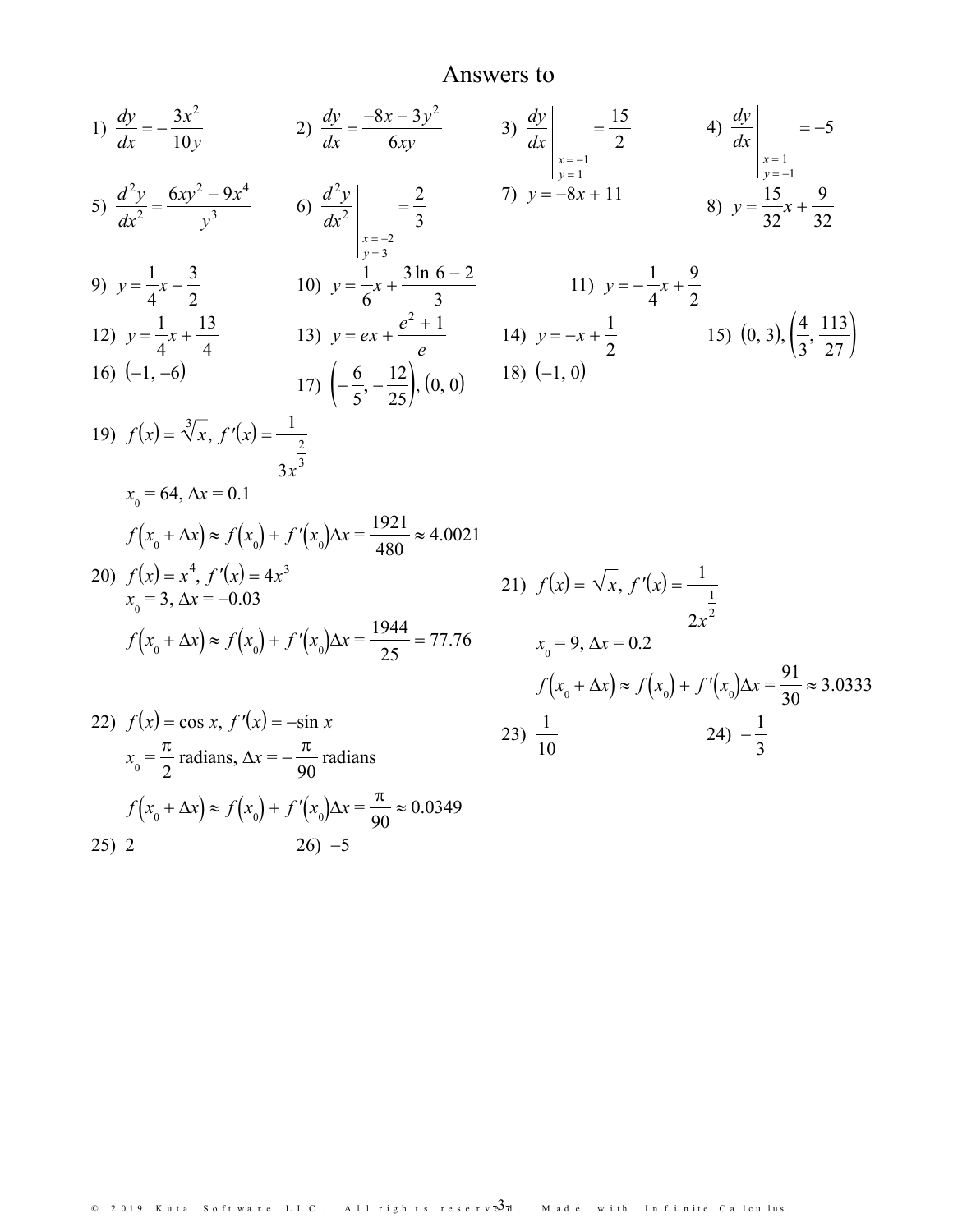# Answers to

1) $\dfrac{dy}{dx} = -\dfrac{3x^2}{10y}$

2) $\dfrac{dy}{dx} = \dfrac{-8x - 3y^2}{6xy}$

3) $\left.\dfrac{dy}{dx}\right|_{\substack{x=-1 \\ y=1}} = \dfrac{15}{2}$

4) $\left.\dfrac{dy}{dx}\right|_{\substack{x=1 \\ y=-1}} = -5$

5) $\dfrac{d^2y}{dx^2} = \dfrac{6xy^2 - 9x^4}{y^3}$

6) $\left.\dfrac{d^2y}{dx^2}\right|_{\substack{x=-2 \\ y=3}} = \dfrac{2}{3}$

7) $y = -8x + 11$

8) $y = \dfrac{15}{32}x + \dfrac{9}{32}$

9) $y = \dfrac{1}{4}x - \dfrac{3}{2}$

10) $y = \dfrac{1}{6}x + \dfrac{3\ln 6 - 2}{3}$

11) $y = -\dfrac{1}{4}x + \dfrac{9}{2}$

12) $y = \dfrac{1}{4}x + \dfrac{13}{4}$

13) $y = ex + \dfrac{e^2 + 1}{e}$

14) $y = -x + \dfrac{1}{2}$

15) $(0, 3), \left(\dfrac{4}{3}, \dfrac{113}{27}\right)$

16) $(-1, -6)$

17) $\left(-\dfrac{6}{5}, -\dfrac{12}{25}\right), (0, 0)$

18) $(-1, 0)$

19) $f(x) = \sqrt[3]{x},\ f'(x) = \dfrac{1}{3x^{\frac{2}{3}}}$

$x_0 = 64,\ \Delta x = 0.1$

$f(x_0 + \Delta x) \approx f(x_0) + f'(x_0)\Delta x = \dfrac{1921}{480} \approx 4.0021$

20) $f(x) = x^4,\ f'(x) = 4x^3$

$x_0 = 3,\ \Delta x = -0.03$

$f(x_0 + \Delta x) \approx f(x_0) + f'(x_0)\Delta x = \dfrac{1944}{25} = 77.76$

21) $f(x) = \sqrt{x},\ f'(x) = \dfrac{1}{2x^{\frac{1}{2}}}$

$x_0 = 9,\ \Delta x = 0.2$

$f(x_0 + \Delta x) \approx f(x_0) + f'(x_0)\Delta x = \dfrac{91}{30} \approx 3.0333$

22) $f(x) = \cos x,\ f'(x) = -\sin x$

$x_0 = \dfrac{\pi}{2}$ radians, $\Delta x = -\dfrac{\pi}{90}$ radians

$f(x_0 + \Delta x) \approx f(x_0) + f'(x_0)\Delta x = \dfrac{\pi}{90} \approx 0.0349$

23) $\dfrac{1}{10}$

24) $-\dfrac{1}{3}$

25) $2$

26) $-5$